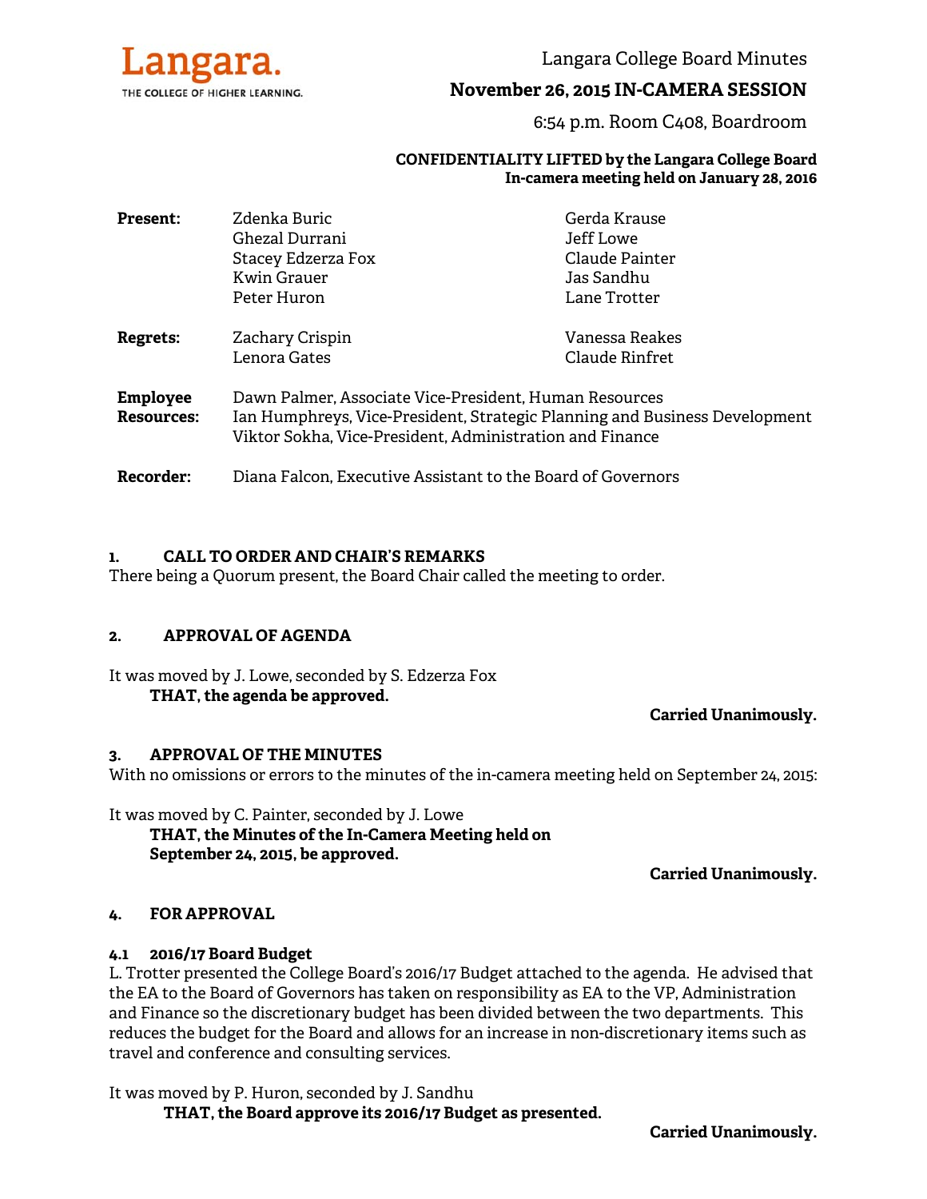Langara.
THE COLLEGE OF HIGHER LEARNING.

# Langara College Board Minutes

## November 26, 2015 IN-CAMERA SESSION

6:54 p.m. Room C408, Boardroom

**CONFIDENTIALITY LIFTED by the Langara College Board**
**In-camera meeting held on January 28, 2016**

| | | |
|---|---|---|
| **Present:** | Zdenka Buric | Gerda Krause |
| | Ghezal Durrani | Jeff Lowe |
| | Stacey Edzerza Fox | Claude Painter |
| | Kwin Grauer | Jas Sandhu |
| | Peter Huron | Lane Trotter |
| **Regrets:** | Zachary Crispin | Vanessa Reakes |
| | Lenora Gates | Claude Rinfret |

**Employee Resources:** Dawn Palmer, Associate Vice-President, Human Resources
Ian Humphreys, Vice-President, Strategic Planning and Business Development
Viktor Sokha, Vice-President, Administration and Finance

**Recorder:** Diana Falcon, Executive Assistant to the Board of Governors

### 1. CALL TO ORDER AND CHAIR'S REMARKS

There being a Quorum present, the Board Chair called the meeting to order.

### 2. APPROVAL OF AGENDA

It was moved by J. Lowe, seconded by S. Edzerza Fox

**THAT, the agenda be approved.**

**Carried Unanimously.**

### 3. APPROVAL OF THE MINUTES

With no omissions or errors to the minutes of the in-camera meeting held on September 24, 2015:

It was moved by C. Painter, seconded by J. Lowe

**THAT, the Minutes of the In-Camera Meeting held on September 24, 2015, be approved.**

**Carried Unanimously.**

### 4. FOR APPROVAL

#### 4.1 2016/17 Board Budget

L. Trotter presented the College Board's 2016/17 Budget attached to the agenda. He advised that the EA to the Board of Governors has taken on responsibility as EA to the VP, Administration and Finance so the discretionary budget has been divided between the two departments. This reduces the budget for the Board and allows for an increase in non-discretionary items such as travel and conference and consulting services.

It was moved by P. Huron, seconded by J. Sandhu

**THAT, the Board approve its 2016/17 Budget as presented.**

**Carried Unanimously.**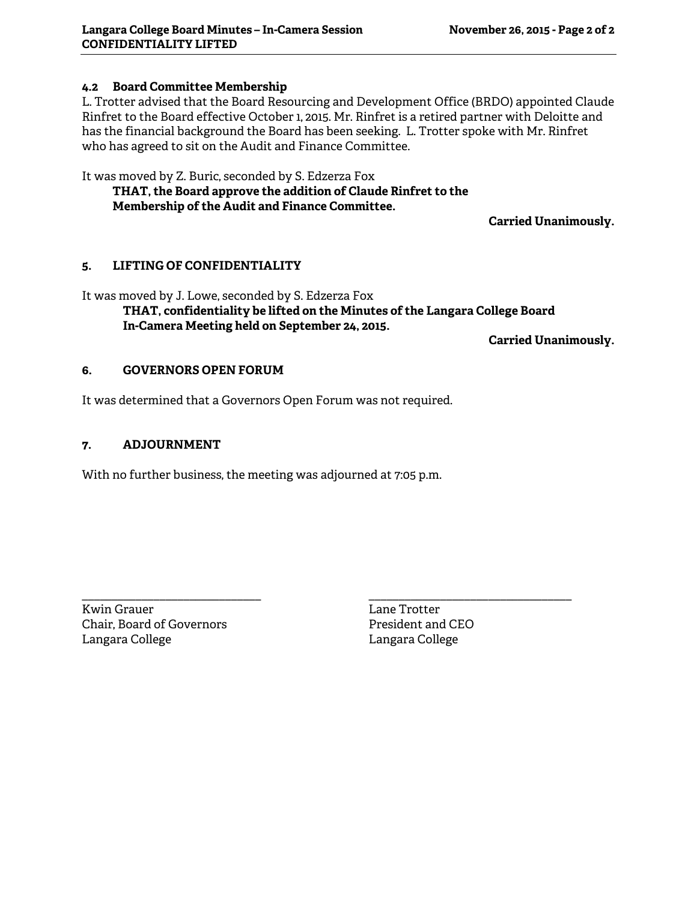### 4.2 Board Committee Membership

L. Trotter advised that the Board Resourcing and Development Office (BRDO) appointed Claude Rinfret to the Board effective October 1, 2015. Mr. Rinfret is a retired partner with Deloitte and has the financial background the Board has been seeking. L. Trotter spoke with Mr. Rinfret who has agreed to sit on the Audit and Finance Committee.

It was moved by Z. Buric, seconded by S. Edzerza Fox

> **THAT, the Board approve the addition of Claude Rinfret to the Membership of the Audit and Finance Committee.**

**Carried Unanimously.**

## 5. LIFTING OF CONFIDENTIALITY

It was moved by J. Lowe, seconded by S. Edzerza Fox

> **THAT, confidentiality be lifted on the Minutes of the Langara College Board In-Camera Meeting held on September 24, 2015.**

**Carried Unanimously.**

## 6. GOVERNORS OPEN FORUM

It was determined that a Governors Open Forum was not required.

## 7. ADJOURNMENT

With no further business, the meeting was adjourned at 7:05 p.m.

\_\_\_\_\_\_\_\_\_\_\_\_\_\_\_\_\_\_\_\_\_\_\_\_\_\_\_\_
Kwin Grauer
Chair, Board of Governors
Langara College

\_\_\_\_\_\_\_\_\_\_\_\_\_\_\_\_\_\_\_\_\_\_\_\_\_\_\_\_
Lane Trotter
President and CEO
Langara College